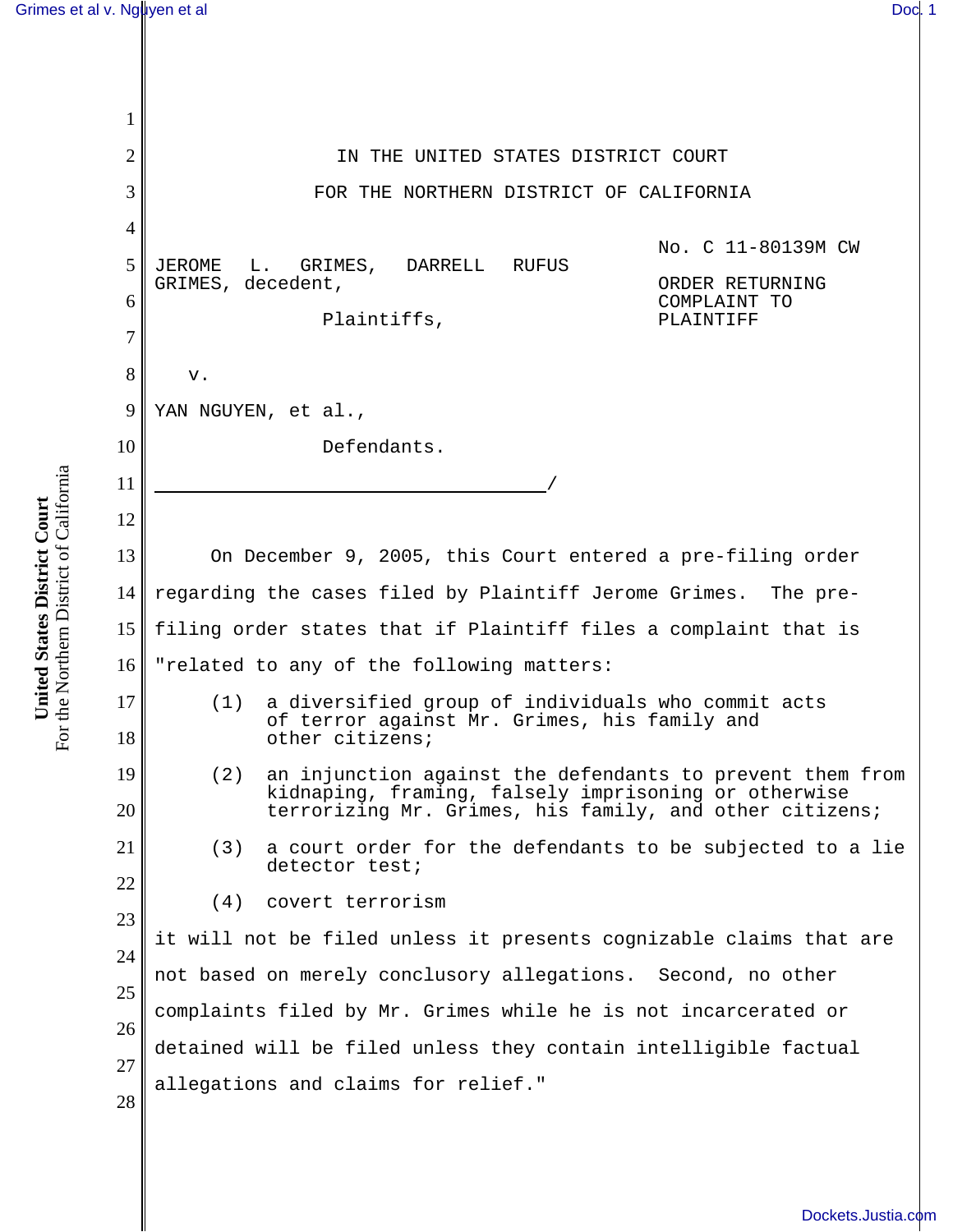IN THE UNITED STATES DISTRICT COURT

FOR THE NORTHERN DISTRICT OF CALIFORNIA

JEROME L. GRIMES, DARRELL RUFUS GRIMES, decedent,

Plaintiffs,

v.

YAN NGUYEN, et al.,

Defendants.

No. C 11-80139M CW

ORDER RETURNING COMPLAINT TO PLAINTIFF

On December 9, 2005, this Court entered a pre-filing order regarding the cases filed by Plaintiff Jerome Grimes. The pre-filing order states that if Plaintiff files a complaint that is "related to any of the following matters:

(1) a diversified group of individuals who commit acts of terror against Mr. Grimes, his family and other citizens;

(2) an injunction against the defendants to prevent them from kidnaping, framing, falsely imprisoning or otherwise terrorizing Mr. Grimes, his family, and other citizens;

(3) a court order for the defendants to be subjected to a lie detector test;

(4) covert terrorism

it will not be filed unless it presents cognizable claims that are not based on merely conclusory allegations. Second, no other complaints filed by Mr. Grimes while he is not incarcerated or detained will be filed unless they contain intelligible factual allegations and claims for relief."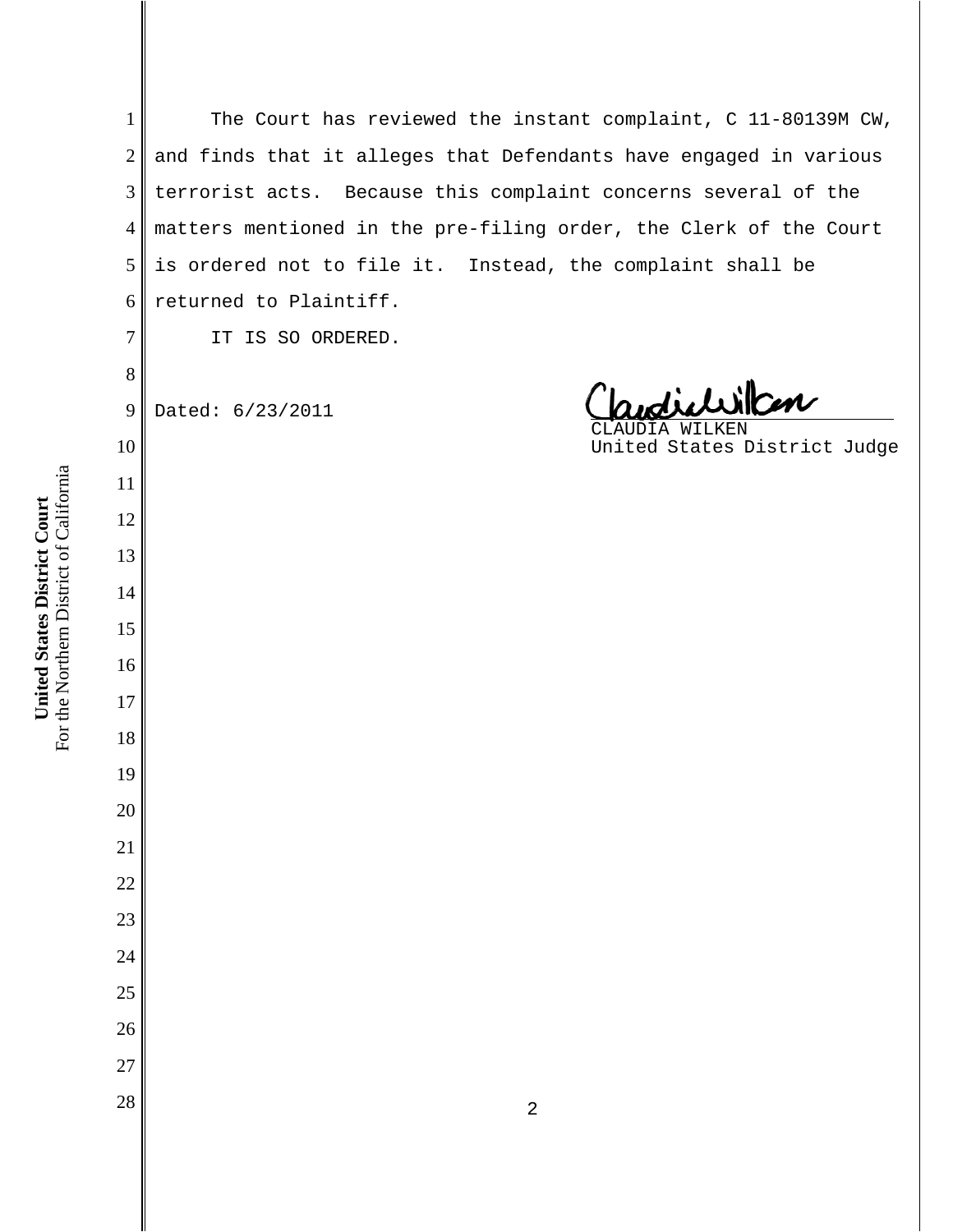The Court has reviewed the instant complaint, C 11-80139M CW, and finds that it alleges that Defendants have engaged in various terrorist acts. Because this complaint concerns several of the matters mentioned in the pre-filing order, the Clerk of the Court is ordered not to file it. Instead, the complaint shall be returned to Plaintiff.

IT IS SO ORDERED.

Dated: 6/23/2011

CLAUDIA WILKEN
United States District Judge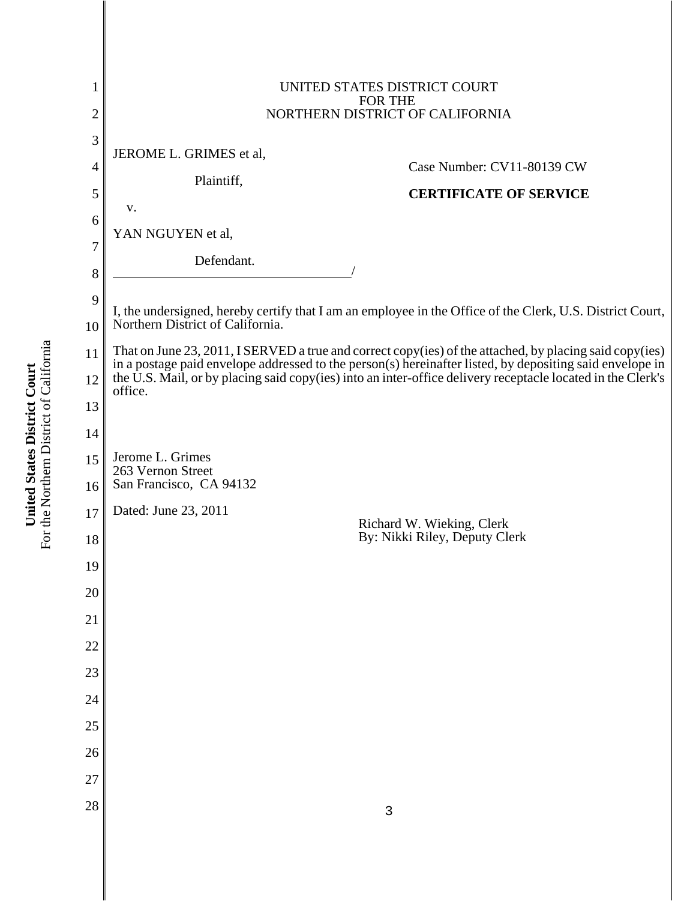UNITED STATES DISTRICT COURT
FOR THE
NORTHERN DISTRICT OF CALIFORNIA

JEROME L. GRIMES et al,

Plaintiff,

v.

YAN NGUYEN et al,

Defendant.
_______________________________________/

Case Number: CV11-80139 CW

**CERTIFICATE OF SERVICE**

I, the undersigned, hereby certify that I am an employee in the Office of the Clerk, U.S. District Court, Northern District of California.

That on June 23, 2011, I SERVED a true and correct copy(ies) of the attached, by placing said copy(ies) in a postage paid envelope addressed to the person(s) hereinafter listed, by depositing said envelope in the U.S. Mail, or by placing said copy(ies) into an inter-office delivery receptacle located in the Clerk's office.

Jerome L. Grimes
263 Vernon Street
San Francisco, CA 94132

Dated: June 23, 2011

Richard W. Wieking, Clerk
By: Nikki Riley, Deputy Clerk